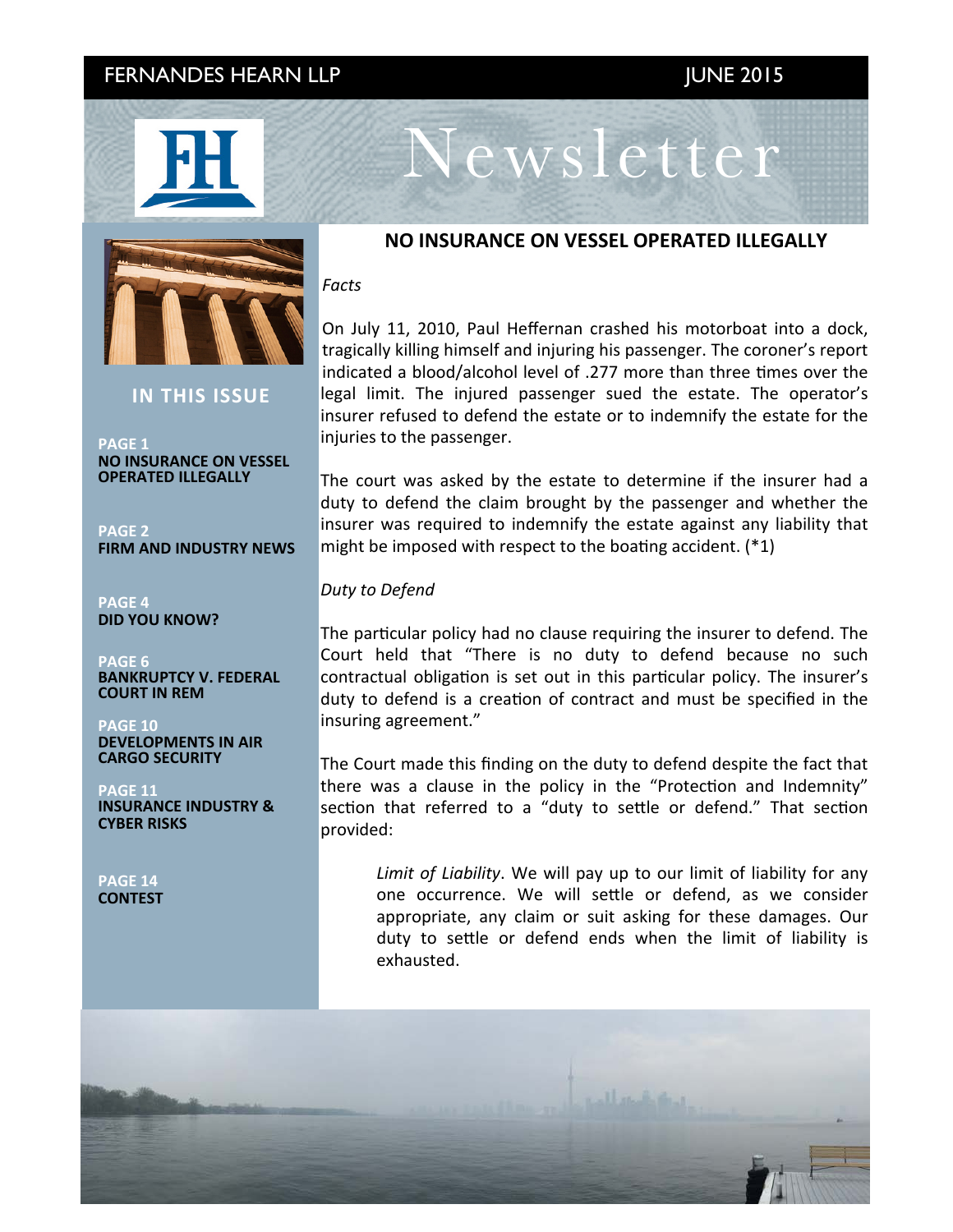# Newsletter

## IN THIS ISSUE

**PAGE 1**
**NO INSURANCE ON VESSEL OPERATED ILLEGALLY**

**PAGE 2**
**FIRM AND INDUSTRY NEWS**

**PAGE 4**
**DID YOU KNOW?**

**PAGE 6**
**BANKRUPTCY V. FEDERAL COURT IN REM**

**PAGE 10**
**DEVELOPMENTS IN AIR CARGO SECURITY**

**PAGE 11**
**INSURANCE INDUSTRY & CYBER RISKS**

**PAGE 14**
**CONTEST**

## NO INSURANCE ON VESSEL OPERATED ILLEGALLY

*Facts*

On July 11, 2010, Paul Heffernan crashed his motorboat into a dock, tragically killing himself and injuring his passenger. The coroner's report indicated a blood/alcohol level of .277 more than three times over the legal limit. The injured passenger sued the estate. The operator's insurer refused to defend the estate or to indemnify the estate for the injuries to the passenger.

The court was asked by the estate to determine if the insurer had a duty to defend the claim brought by the passenger and whether the insurer was required to indemnify the estate against any liability that might be imposed with respect to the boating accident. (*1)

*Duty to Defend*

The particular policy had no clause requiring the insurer to defend. The Court held that "There is no duty to defend because no such contractual obligation is set out in this particular policy. The insurer's duty to defend is a creation of contract and must be specified in the insuring agreement."

The Court made this finding on the duty to defend despite the fact that there was a clause in the policy in the "Protection and Indemnity" section that referred to a "duty to settle or defend." That section provided:

> *Limit of Liability*. We will pay up to our limit of liability for any one occurrence. We will settle or defend, as we consider appropriate, any claim or suit asking for these damages. Our duty to settle or defend ends when the limit of liability is exhausted.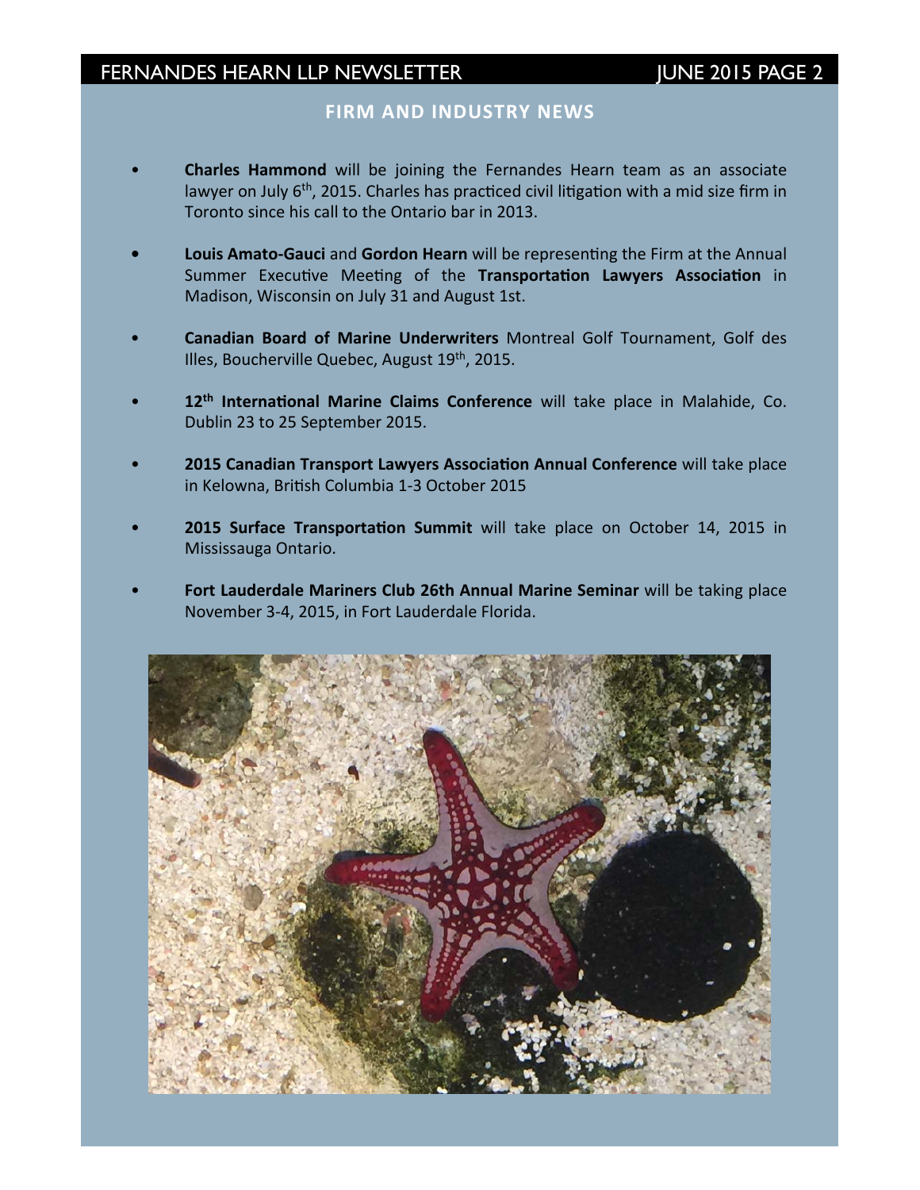## FIRM AND INDUSTRY NEWS

- **Charles Hammond** will be joining the Fernandes Hearn team as an associate lawyer on July 6th, 2015. Charles has practiced civil litigation with a mid size firm in Toronto since his call to the Ontario bar in 2013.

- **Louis Amato-Gauci** and **Gordon Hearn** will be representing the Firm at the Annual Summer Executive Meeting of the **Transportation Lawyers Association** in Madison, Wisconsin on July 31 and August 1st.

- **Canadian Board of Marine Underwriters** Montreal Golf Tournament, Golf des Illes, Boucherville Quebec, August 19th, 2015.

- **12th International Marine Claims Conference** will take place in Malahide, Co. Dublin 23 to 25 September 2015.

- **2015 Canadian Transport Lawyers Association Annual Conference** will take place in Kelowna, British Columbia 1-3 October 2015

- **2015 Surface Transportation Summit** will take place on October 14, 2015 in Mississauga Ontario.

- **Fort Lauderdale Mariners Club 26th Annual Marine Seminar** will be taking place November 3-4, 2015, in Fort Lauderdale Florida.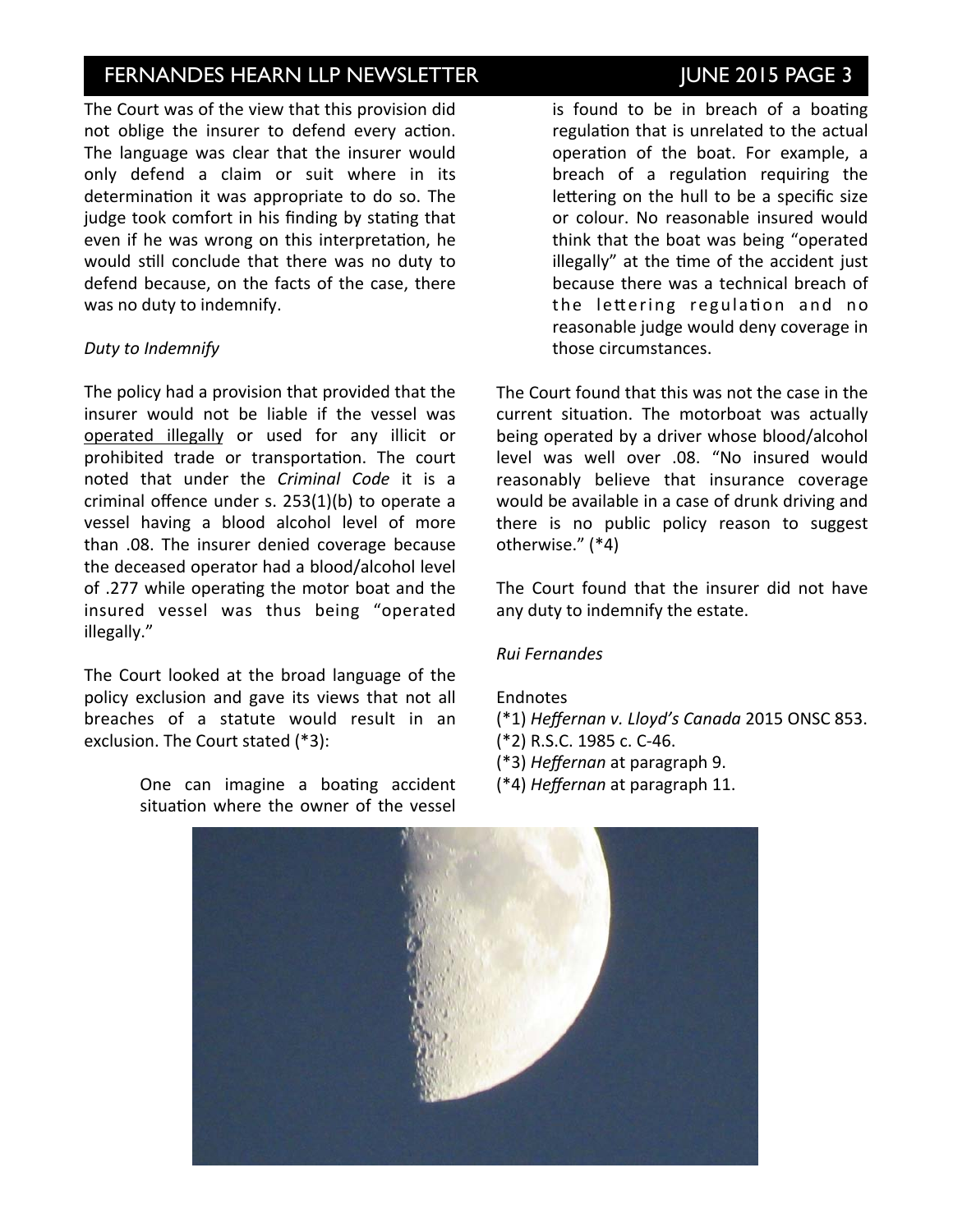The Court was of the view that this provision did not oblige the insurer to defend every action. The language was clear that the insurer would only defend a claim or suit where in its determination it was appropriate to do so. The judge took comfort in his finding by stating that even if he was wrong on this interpretation, he would still conclude that there was no duty to defend because, on the facts of the case, there was no duty to indemnify.

*Duty to Indemnify*

The policy had a provision that provided that the insurer would not be liable if the vessel was operated illegally or used for any illicit or prohibited trade or transportation. The court noted that under the *Criminal Code* it is a criminal offence under s. 253(1)(b) to operate a vessel having a blood alcohol level of more than .08. The insurer denied coverage because the deceased operator had a blood/alcohol level of .277 while operating the motor boat and the insured vessel was thus being "operated illegally."

The Court looked at the broad language of the policy exclusion and gave its views that not all breaches of a statute would result in an exclusion. The Court stated (*3):

> One can imagine a boating accident situation where the owner of the vessel is found to be in breach of a boating regulation that is unrelated to the actual operation of the boat. For example, a breach of a regulation requiring the lettering on the hull to be a specific size or colour. No reasonable insured would think that the boat was being "operated illegally" at the time of the accident just because there was a technical breach of the lettering regulation and no reasonable judge would deny coverage in those circumstances.

The Court found that this was not the case in the current situation. The motorboat was actually being operated by a driver whose blood/alcohol level was well over .08. "No insured would reasonably believe that insurance coverage would be available in a case of drunk driving and there is no public policy reason to suggest otherwise." (*4)

The Court found that the insurer did not have any duty to indemnify the estate.

*Rui Fernandes*

Endnotes

(*1) *Heffernan v. Lloyd's Canada* 2015 ONSC 853.
(*2) R.S.C. 1985 c. C-46.
(*3) *Heffernan* at paragraph 9.
(*4) *Heffernan* at paragraph 11.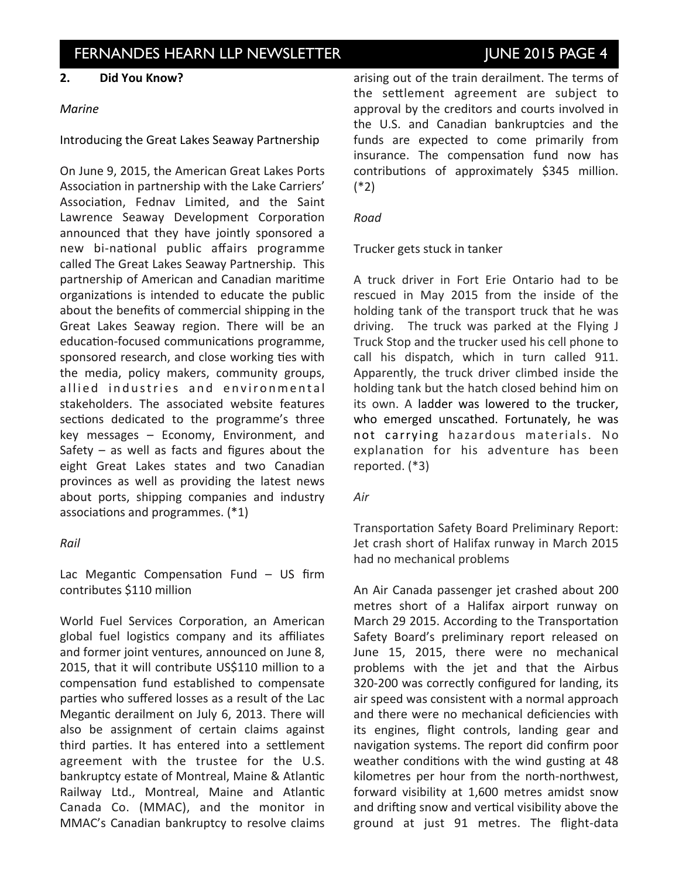## 2. Did You Know?

*Marine*

Introducing the Great Lakes Seaway Partnership

On June 9, 2015, the American Great Lakes Ports Association in partnership with the Lake Carriers' Association, Fednav Limited, and the Saint Lawrence Seaway Development Corporation announced that they have jointly sponsored a new bi-national public affairs programme called The Great Lakes Seaway Partnership. This partnership of American and Canadian maritime organizations is intended to educate the public about the benefits of commercial shipping in the Great Lakes Seaway region. There will be an education-focused communications programme, sponsored research, and close working ties with the media, policy makers, community groups, allied industries and environmental stakeholders. The associated website features sections dedicated to the programme's three key messages – Economy, Environment, and Safety – as well as facts and figures about the eight Great Lakes states and two Canadian provinces as well as providing the latest news about ports, shipping companies and industry associations and programmes. (*1)

*Rail*

Lac Megantic Compensation Fund – US firm contributes $110 million

World Fuel Services Corporation, an American global fuel logistics company and its affiliates and former joint ventures, announced on June 8, 2015, that it will contribute US$110 million to a compensation fund established to compensate parties who suffered losses as a result of the Lac Megantic derailment on July 6, 2013. There will also be assignment of certain claims against third parties. It has entered into a settlement agreement with the trustee for the U.S. bankruptcy estate of Montreal, Maine & Atlantic Railway Ltd., Montreal, Maine and Atlantic Canada Co. (MMAC), and the monitor in MMAC's Canadian bankruptcy to resolve claims arising out of the train derailment. The terms of the settlement agreement are subject to approval by the creditors and courts involved in the U.S. and Canadian bankruptcies and the funds are expected to come primarily from insurance. The compensation fund now has contributions of approximately $345 million. (*2)

*Road*

Trucker gets stuck in tanker

A truck driver in Fort Erie Ontario had to be rescued in May 2015 from the inside of the holding tank of the transport truck that he was driving. The truck was parked at the Flying J Truck Stop and the trucker used his cell phone to call his dispatch, which in turn called 911. Apparently, the truck driver climbed inside the holding tank but the hatch closed behind him on its own. A ladder was lowered to the trucker, who emerged unscathed. Fortunately, he was not carrying hazardous materials. No explanation for his adventure has been reported. (*3)

*Air*

Transportation Safety Board Preliminary Report: Jet crash short of Halifax runway in March 2015 had no mechanical problems

An Air Canada passenger jet crashed about 200 metres short of a Halifax airport runway on March 29 2015. According to the Transportation Safety Board's preliminary report released on June 15, 2015, there were no mechanical problems with the jet and that the Airbus 320-200 was correctly configured for landing, its air speed was consistent with a normal approach and there were no mechanical deficiencies with its engines, flight controls, landing gear and navigation systems. The report did confirm poor weather conditions with the wind gusting at 48 kilometres per hour from the north-northwest, forward visibility at 1,600 metres amidst snow and drifting snow and vertical visibility above the ground at just 91 metres. The flight-data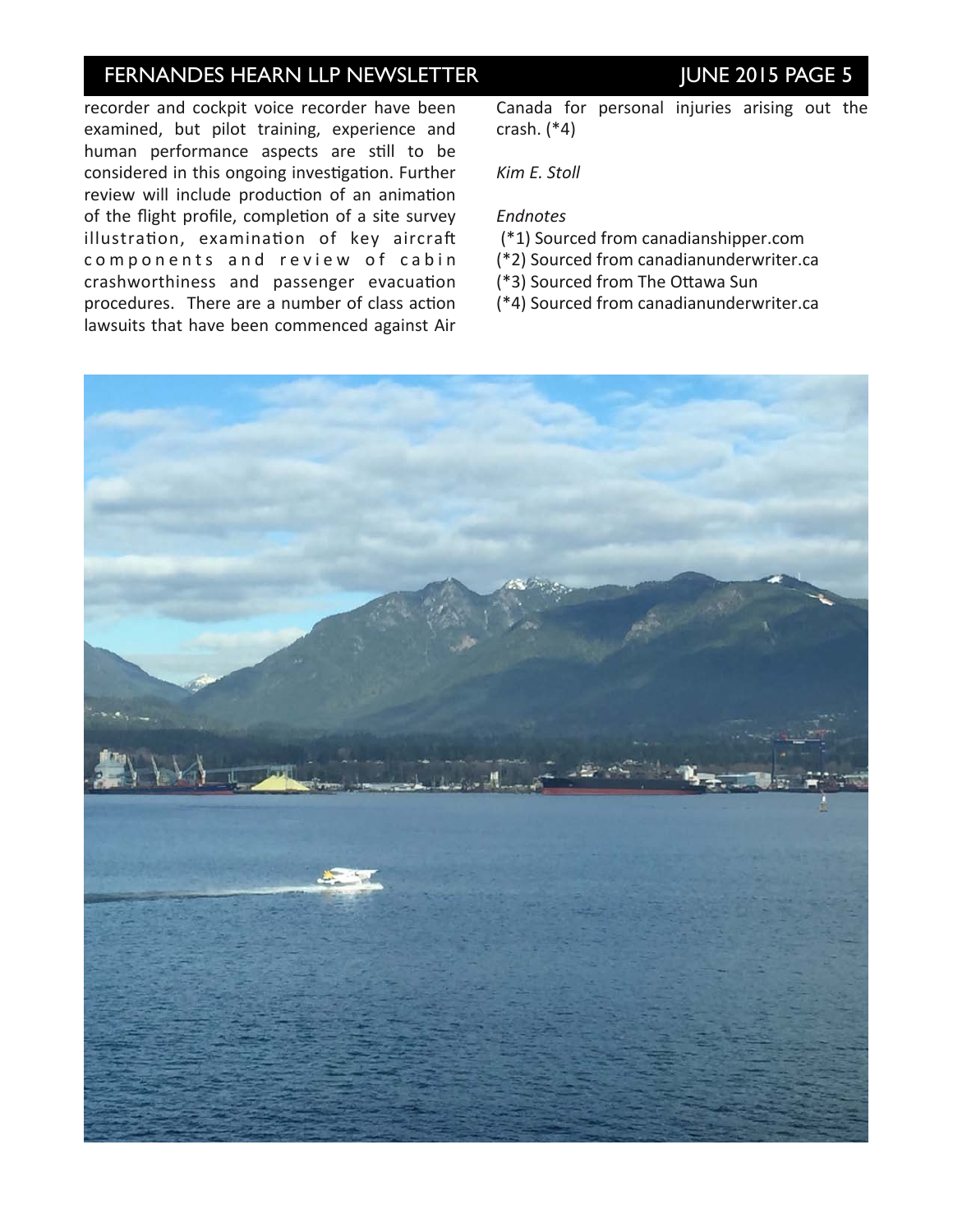recorder and cockpit voice recorder have been examined, but pilot training, experience and human performance aspects are still to be considered in this ongoing investigation. Further review will include production of an animation of the flight profile, completion of a site survey illustration, examination of key aircraft components and review of cabin crashworthiness and passenger evacuation procedures. There are a number of class action lawsuits that have been commenced against Air Canada for personal injuries arising out the crash. (*4)

*Kim E. Stoll*

*Endnotes*

(*1) Sourced from canadianshipper.com
(*2) Sourced from canadianunderwriter.ca
(*3) Sourced from The Ottawa Sun
(*4) Sourced from canadianunderwriter.ca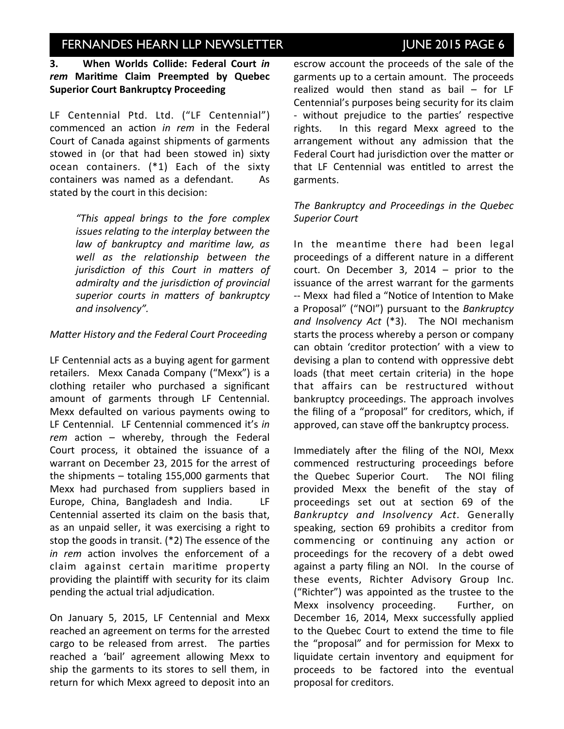### 3. When Worlds Collide: Federal Court *in rem* Maritime Claim Preempted by Quebec Superior Court Bankruptcy Proceeding

LF Centennial Ptd. Ltd. ("LF Centennial") commenced an action *in rem* in the Federal Court of Canada against shipments of garments stowed in (or that had been stowed in) sixty ocean containers. (*1) Each of the sixty containers was named as a defendant. As stated by the court in this decision:

> *"This appeal brings to the fore complex issues relating to the interplay between the law of bankruptcy and maritime law, as well as the relationship between the jurisdiction of this Court in matters of admiralty and the jurisdiction of provincial superior courts in matters of bankruptcy and insolvency".*

*Matter History and the Federal Court Proceeding*

LF Centennial acts as a buying agent for garment retailers. Mexx Canada Company ("Mexx") is a clothing retailer who purchased a significant amount of garments through LF Centennial. Mexx defaulted on various payments owing to LF Centennial. LF Centennial commenced it's *in rem* action – whereby, through the Federal Court process, it obtained the issuance of a warrant on December 23, 2015 for the arrest of the shipments – totaling 155,000 garments that Mexx had purchased from suppliers based in Europe, China, Bangladesh and India. LF Centennial asserted its claim on the basis that, as an unpaid seller, it was exercising a right to stop the goods in transit. (*2) The essence of the *in rem* action involves the enforcement of a claim against certain maritime property providing the plaintiff with security for its claim pending the actual trial adjudication.

On January 5, 2015, LF Centennial and Mexx reached an agreement on terms for the arrested cargo to be released from arrest. The parties reached a 'bail' agreement allowing Mexx to ship the garments to its stores to sell them, in return for which Mexx agreed to deposit into an escrow account the proceeds of the sale of the garments up to a certain amount. The proceeds realized would then stand as bail – for LF Centennial's purposes being security for its claim - without prejudice to the parties' respective rights. In this regard Mexx agreed to the arrangement without any admission that the Federal Court had jurisdiction over the matter or that LF Centennial was entitled to arrest the garments.

*The Bankruptcy and Proceedings in the Quebec Superior Court*

In the meantime there had been legal proceedings of a different nature in a different court. On December 3, 2014 – prior to the issuance of the arrest warrant for the garments -- Mexx had filed a "Notice of Intention to Make a Proposal" ("NOI") pursuant to the *Bankruptcy and Insolvency Act* (*3). The NOI mechanism starts the process whereby a person or company can obtain 'creditor protection' with a view to devising a plan to contend with oppressive debt loads (that meet certain criteria) in the hope that affairs can be restructured without bankruptcy proceedings. The approach involves the filing of a "proposal" for creditors, which, if approved, can stave off the bankruptcy process.

Immediately after the filing of the NOI, Mexx commenced restructuring proceedings before the Quebec Superior Court. The NOI filing provided Mexx the benefit of the stay of proceedings set out at section 69 of the *Bankruptcy and Insolvency Act*. Generally speaking, section 69 prohibits a creditor from commencing or continuing any action or proceedings for the recovery of a debt owed against a party filing an NOI. In the course of these events, Richter Advisory Group Inc. ("Richter") was appointed as the trustee to the Mexx insolvency proceeding. Further, on December 16, 2014, Mexx successfully applied to the Quebec Court to extend the time to file the "proposal" and for permission for Mexx to liquidate certain inventory and equipment for proceeds to be factored into the eventual proposal for creditors.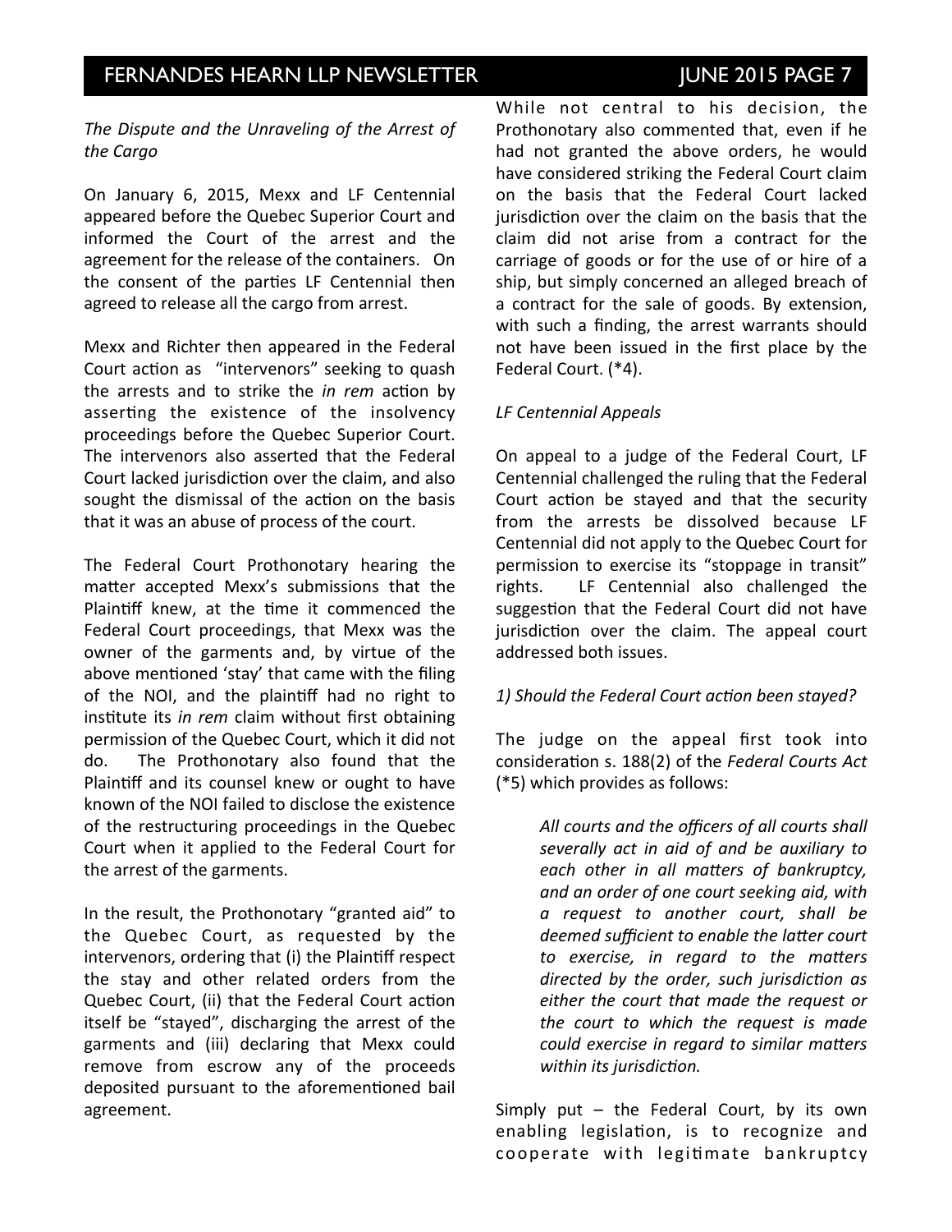*The Dispute and the Unraveling of the Arrest of the Cargo*

On January 6, 2015, Mexx and LF Centennial appeared before the Quebec Superior Court and informed the Court of the arrest and the agreement for the release of the containers. On the consent of the parties LF Centennial then agreed to release all the cargo from arrest.

Mexx and Richter then appeared in the Federal Court action as "intervenors" seeking to quash the arrests and to strike the *in rem* action by asserting the existence of the insolvency proceedings before the Quebec Superior Court. The intervenors also asserted that the Federal Court lacked jurisdiction over the claim, and also sought the dismissal of the action on the basis that it was an abuse of process of the court.

The Federal Court Prothonotary hearing the matter accepted Mexx's submissions that the Plaintiff knew, at the time it commenced the Federal Court proceedings, that Mexx was the owner of the garments and, by virtue of the above mentioned 'stay' that came with the filing of the NOI, and the plaintiff had no right to institute its *in rem* claim without first obtaining permission of the Quebec Court, which it did not do. The Prothonotary also found that the Plaintiff and its counsel knew or ought to have known of the NOI failed to disclose the existence of the restructuring proceedings in the Quebec Court when it applied to the Federal Court for the arrest of the garments.

In the result, the Prothonotary "granted aid" to the Quebec Court, as requested by the intervenors, ordering that (i) the Plaintiff respect the stay and other related orders from the Quebec Court, (ii) that the Federal Court action itself be "stayed", discharging the arrest of the garments and (iii) declaring that Mexx could remove from escrow any of the proceeds deposited pursuant to the aforementioned bail agreement.

While not central to his decision, the Prothonotary also commented that, even if he had not granted the above orders, he would have considered striking the Federal Court claim on the basis that the Federal Court lacked jurisdiction over the claim on the basis that the claim did not arise from a contract for the carriage of goods or for the use of or hire of a ship, but simply concerned an alleged breach of a contract for the sale of goods. By extension, with such a finding, the arrest warrants should not have been issued in the first place by the Federal Court. (*4).

*LF Centennial Appeals*

On appeal to a judge of the Federal Court, LF Centennial challenged the ruling that the Federal Court action be stayed and that the security from the arrests be dissolved because LF Centennial did not apply to the Quebec Court for permission to exercise its "stoppage in transit" rights. LF Centennial also challenged the suggestion that the Federal Court did not have jurisdiction over the claim. The appeal court addressed both issues.

*1) Should the Federal Court action been stayed?*

The judge on the appeal first took into consideration s. 188(2) of the *Federal Courts Act* (*5) which provides as follows:

> *All courts and the officers of all courts shall severally act in aid of and be auxiliary to each other in all matters of bankruptcy, and an order of one court seeking aid, with a request to another court, shall be deemed sufficient to enable the latter court to exercise, in regard to the matters directed by the order, such jurisdiction as either the court that made the request or the court to which the request is made could exercise in regard to similar matters within its jurisdiction.*

Simply put – the Federal Court, by its own enabling legislation, is to recognize and cooperate with legitimate bankruptcy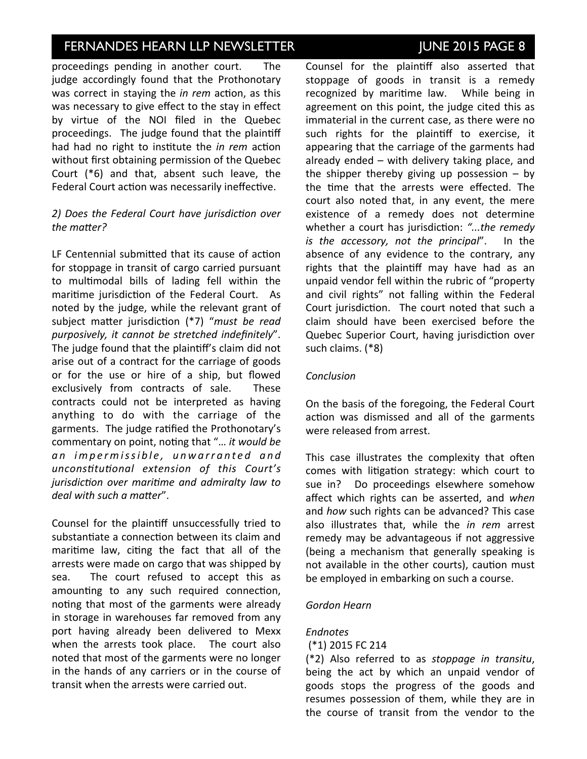proceedings pending in another court. The judge accordingly found that the Prothonotary was correct in staying the *in rem* action, as this was necessary to give effect to the stay in effect by virtue of the NOI filed in the Quebec proceedings. The judge found that the plaintiff had had no right to institute the *in rem* action without first obtaining permission of the Quebec Court (*6) and that, absent such leave, the Federal Court action was necessarily ineffective.

*2) Does the Federal Court have jurisdiction over the matter?*

LF Centennial submitted that its cause of action for stoppage in transit of cargo carried pursuant to multimodal bills of lading fell within the maritime jurisdiction of the Federal Court. As noted by the judge, while the relevant grant of subject matter jurisdiction (*7) "*must be read purposively, it cannot be stretched indefinitely*". The judge found that the plaintiff's claim did not arise out of a contract for the carriage of goods or for the use or hire of a ship, but flowed exclusively from contracts of sale. These contracts could not be interpreted as having anything to do with the carriage of the garments. The judge ratified the Prothonotary's commentary on point, noting that "*… it would be an impermissible, unwarranted and unconstitutional extension of this Court's jurisdiction over maritime and admiralty law to deal with such a matter*".

Counsel for the plaintiff unsuccessfully tried to substantiate a connection between its claim and maritime law, citing the fact that all of the arrests were made on cargo that was shipped by sea. The court refused to accept this as amounting to any such required connection, noting that most of the garments were already in storage in warehouses far removed from any port having already been delivered to Mexx when the arrests took place. The court also noted that most of the garments were no longer in the hands of any carriers or in the course of transit when the arrests were carried out.

Counsel for the plaintiff also asserted that stoppage of goods in transit is a remedy recognized by maritime law. While being in agreement on this point, the judge cited this as immaterial in the current case, as there were no such rights for the plaintiff to exercise, it appearing that the carriage of the garments had already ended – with delivery taking place, and the shipper thereby giving up possession – by the time that the arrests were effected. The court also noted that, in any event, the mere existence of a remedy does not determine whether a court has jurisdiction: *"...the remedy is the accessory, not the principal*". In the absence of any evidence to the contrary, any rights that the plaintiff may have had as an unpaid vendor fell within the rubric of "property and civil rights" not falling within the Federal Court jurisdiction. The court noted that such a claim should have been exercised before the Quebec Superior Court, having jurisdiction over such claims. (*8)

*Conclusion*

On the basis of the foregoing, the Federal Court action was dismissed and all of the garments were released from arrest.

This case illustrates the complexity that often comes with litigation strategy: which court to sue in? Do proceedings elsewhere somehow affect which rights can be asserted, and *when* and *how* such rights can be advanced? This case also illustrates that, while the *in rem* arrest remedy may be advantageous if not aggressive (being a mechanism that generally speaking is not available in the other courts), caution must be employed in embarking on such a course.

*Gordon Hearn*

*Endnotes*

(*1) 2015 FC 214

(*2) Also referred to as *stoppage in transitu*, being the act by which an unpaid vendor of goods stops the progress of the goods and resumes possession of them, while they are in the course of transit from the vendor to the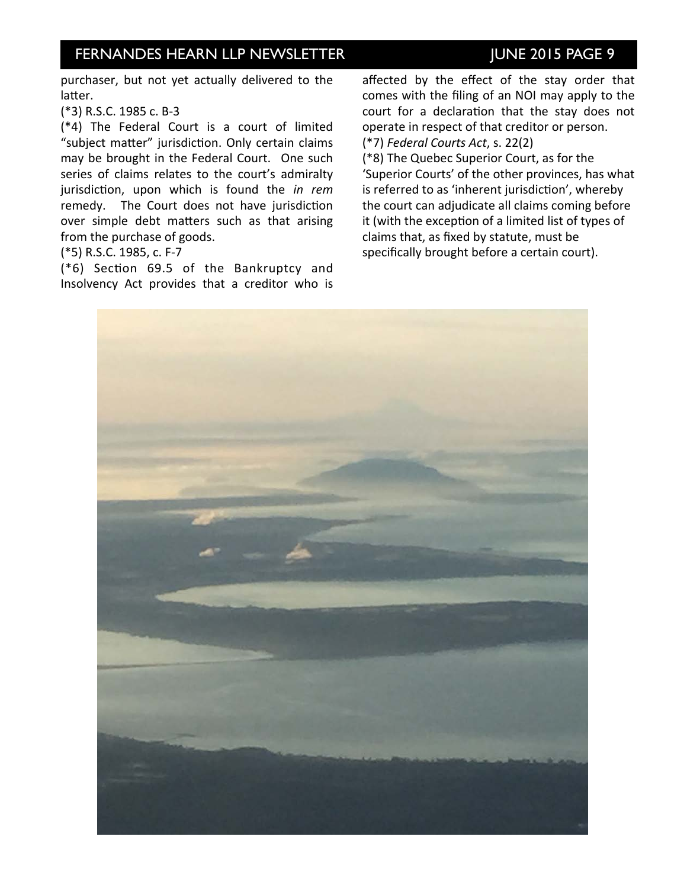purchaser, but not yet actually delivered to the latter.

(*3) R.S.C. 1985 c. B-3

(*4) The Federal Court is a court of limited "subject matter" jurisdiction. Only certain claims may be brought in the Federal Court. One such series of claims relates to the court's admiralty jurisdiction, upon which is found the *in rem* remedy. The Court does not have jurisdiction over simple debt matters such as that arising from the purchase of goods.

(*5) R.S.C. 1985, c. F-7

(*6) Section 69.5 of the Bankruptcy and Insolvency Act provides that a creditor who is affected by the effect of the stay order that comes with the filing of an NOI may apply to the court for a declaration that the stay does not operate in respect of that creditor or person.

(*7) *Federal Courts Act*, s. 22(2)

(*8) The Quebec Superior Court, as for the 'Superior Courts' of the other provinces, has what is referred to as 'inherent jurisdiction', whereby the court can adjudicate all claims coming before it (with the exception of a limited list of types of claims that, as fixed by statute, must be specifically brought before a certain court).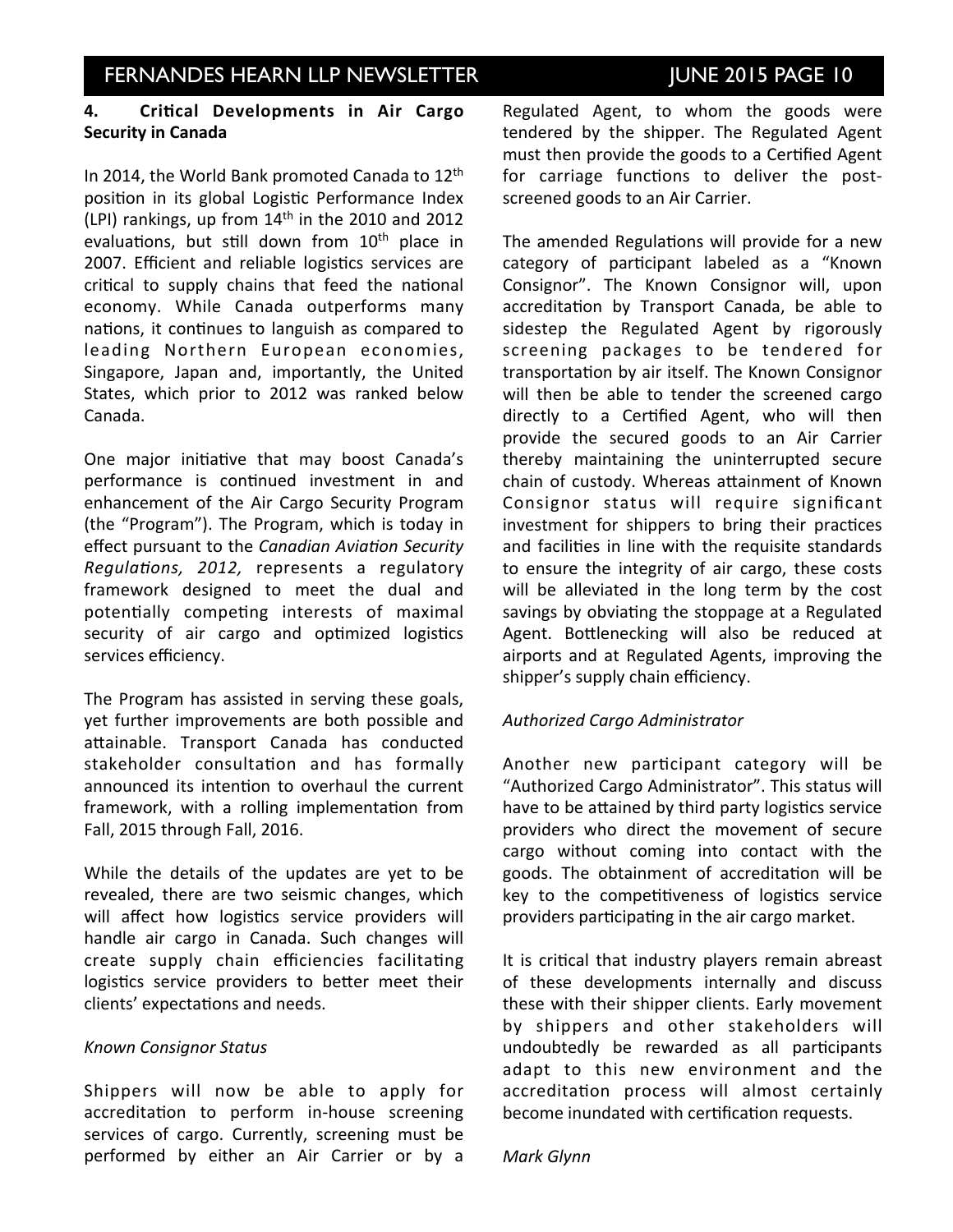## 4. Critical Developments in Air Cargo Security in Canada

In 2014, the World Bank promoted Canada to 12th position in its global Logistic Performance Index (LPI) rankings, up from 14th in the 2010 and 2012 evaluations, but still down from 10th place in 2007. Efficient and reliable logistics services are critical to supply chains that feed the national economy. While Canada outperforms many nations, it continues to languish as compared to leading Northern European economies, Singapore, Japan and, importantly, the United States, which prior to 2012 was ranked below Canada.

One major initiative that may boost Canada's performance is continued investment in and enhancement of the Air Cargo Security Program (the "Program"). The Program, which is today in effect pursuant to the *Canadian Aviation Security Regulations, 2012,* represents a regulatory framework designed to meet the dual and potentially competing interests of maximal security of air cargo and optimized logistics services efficiency.

The Program has assisted in serving these goals, yet further improvements are both possible and attainable. Transport Canada has conducted stakeholder consultation and has formally announced its intention to overhaul the current framework, with a rolling implementation from Fall, 2015 through Fall, 2016.

While the details of the updates are yet to be revealed, there are two seismic changes, which will affect how logistics service providers will handle air cargo in Canada. Such changes will create supply chain efficiencies facilitating logistics service providers to better meet their clients' expectations and needs.

*Known Consignor Status*

Shippers will now be able to apply for accreditation to perform in-house screening services of cargo. Currently, screening must be performed by either an Air Carrier or by a Regulated Agent, to whom the goods were tendered by the shipper. The Regulated Agent must then provide the goods to a Certified Agent for carriage functions to deliver the post-screened goods to an Air Carrier.

The amended Regulations will provide for a new category of participant labeled as a "Known Consignor". The Known Consignor will, upon accreditation by Transport Canada, be able to sidestep the Regulated Agent by rigorously screening packages to be tendered for transportation by air itself. The Known Consignor will then be able to tender the screened cargo directly to a Certified Agent, who will then provide the secured goods to an Air Carrier thereby maintaining the uninterrupted secure chain of custody. Whereas attainment of Known Consignor status will require significant investment for shippers to bring their practices and facilities in line with the requisite standards to ensure the integrity of air cargo, these costs will be alleviated in the long term by the cost savings by obviating the stoppage at a Regulated Agent. Bottlenecking will also be reduced at airports and at Regulated Agents, improving the shipper's supply chain efficiency.

*Authorized Cargo Administrator*

Another new participant category will be "Authorized Cargo Administrator". This status will have to be attained by third party logistics service providers who direct the movement of secure cargo without coming into contact with the goods. The obtainment of accreditation will be key to the competitiveness of logistics service providers participating in the air cargo market.

It is critical that industry players remain abreast of these developments internally and discuss these with their shipper clients. Early movement by shippers and other stakeholders will undoubtedly be rewarded as all participants adapt to this new environment and the accreditation process will almost certainly become inundated with certification requests.

*Mark Glynn*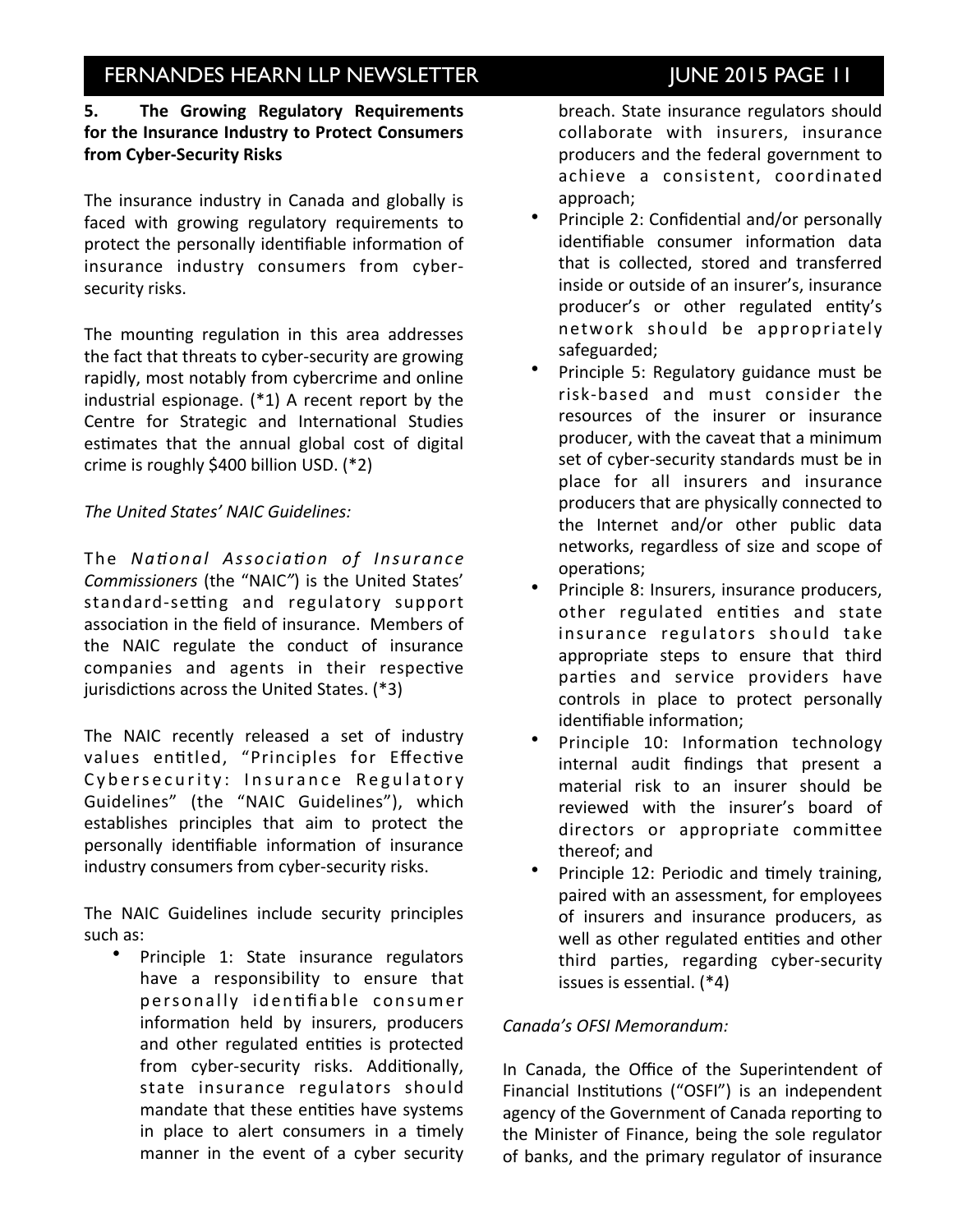**5. The Growing Regulatory Requirements for the Insurance Industry to Protect Consumers from Cyber-Security Risks**

The insurance industry in Canada and globally is faced with growing regulatory requirements to protect the personally identifiable information of insurance industry consumers from cyber-security risks.

The mounting regulation in this area addresses the fact that threats to cyber-security are growing rapidly, most notably from cybercrime and online industrial espionage. (*1) A recent report by the Centre for Strategic and International Studies estimates that the annual global cost of digital crime is roughly $400 billion USD. (*2)

*The United States' NAIC Guidelines:*

The *National Association of Insurance Commissioners* (the "NAIC") is the United States' standard-setting and regulatory support association in the field of insurance. Members of the NAIC regulate the conduct of insurance companies and agents in their respective jurisdictions across the United States. (*3)

The NAIC recently released a set of industry values entitled, "Principles for Effective Cybersecurity: Insurance Regulatory Guidelines" (the "NAIC Guidelines"), which establishes principles that aim to protect the personally identifiable information of insurance industry consumers from cyber-security risks.

The NAIC Guidelines include security principles such as:

- Principle 1: State insurance regulators have a responsibility to ensure that personally identifiable consumer information held by insurers, producers and other regulated entities is protected from cyber-security risks. Additionally, state insurance regulators should mandate that these entities have systems in place to alert consumers in a timely manner in the event of a cyber security breach. State insurance regulators should collaborate with insurers, insurance producers and the federal government to achieve a consistent, coordinated approach;
- Principle 2: Confidential and/or personally identifiable consumer information data that is collected, stored and transferred inside or outside of an insurer's, insurance producer's or other regulated entity's network should be appropriately safeguarded;
- Principle 5: Regulatory guidance must be risk-based and must consider the resources of the insurer or insurance producer, with the caveat that a minimum set of cyber-security standards must be in place for all insurers and insurance producers that are physically connected to the Internet and/or other public data networks, regardless of size and scope of operations;
- Principle 8: Insurers, insurance producers, other regulated entities and state insurance regulators should take appropriate steps to ensure that third parties and service providers have controls in place to protect personally identifiable information;
- Principle 10: Information technology internal audit findings that present a material risk to an insurer should be reviewed with the insurer's board of directors or appropriate committee thereof; and
- Principle 12: Periodic and timely training, paired with an assessment, for employees of insurers and insurance producers, as well as other regulated entities and other third parties, regarding cyber-security issues is essential. (*4)

*Canada's OFSI Memorandum:*

In Canada, the Office of the Superintendent of Financial Institutions ("OSFI") is an independent agency of the Government of Canada reporting to the Minister of Finance, being the sole regulator of banks, and the primary regulator of insurance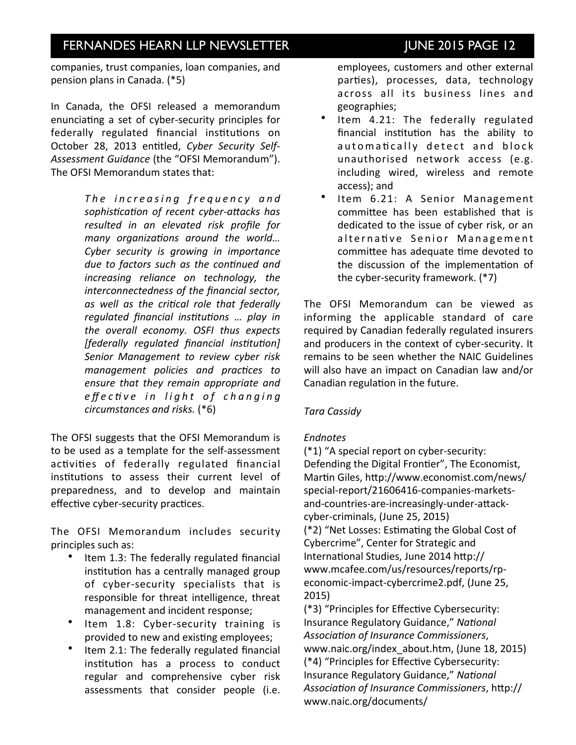companies, trust companies, loan companies, and pension plans in Canada. (*5)

In Canada, the OFSI released a memorandum enunciating a set of cyber-security principles for federally regulated financial institutions on October 28, 2013 entitled, *Cyber Security Self-Assessment Guidance* (the "OFSI Memorandum"). The OFSI Memorandum states that:

> *The increasing frequency and sophistication of recent cyber-attacks has resulted in an elevated risk profile for many organizations around the world… Cyber security is growing in importance due to factors such as the continued and increasing reliance on technology, the interconnectedness of the financial sector, as well as the critical role that federally regulated financial institutions … play in the overall economy. OSFI thus expects [federally regulated financial institution] Senior Management to review cyber risk management policies and practices to ensure that they remain appropriate and effective in light of changing circumstances and risks.* (*6)

The OFSI suggests that the OFSI Memorandum is to be used as a template for the self-assessment activities of federally regulated financial institutions to assess their current level of preparedness, and to develop and maintain effective cyber-security practices.

The OFSI Memorandum includes security principles such as:

- Item 1.3: The federally regulated financial institution has a centrally managed group of cyber-security specialists that is responsible for threat intelligence, threat management and incident response;
- Item 1.8: Cyber-security training is provided to new and existing employees;
- Item 2.1: The federally regulated financial institution has a process to conduct regular and comprehensive cyber risk assessments that consider people (i.e. employees, customers and other external parties), processes, data, technology across all its business lines and geographies;
- Item 4.21: The federally regulated financial institution has the ability to automatically detect and block unauthorised network access (e.g. including wired, wireless and remote access); and
- Item 6.21: A Senior Management committee has been established that is dedicated to the issue of cyber risk, or an alternative Senior Management committee has adequate time devoted to the discussion of the implementation of the cyber-security framework. (*7)

The OFSI Memorandum can be viewed as informing the applicable standard of care required by Canadian federally regulated insurers and producers in the context of cyber-security. It remains to be seen whether the NAIC Guidelines will also have an impact on Canadian law and/or Canadian regulation in the future.

*Tara Cassidy*

*Endnotes*

(*1) "A special report on cyber-security: Defending the Digital Frontier", The Economist, Martin Giles, http://www.economist.com/news/special-report/21606416-companies-markets-and-countries-are-increasingly-under-attack-cyber-criminals, (June 25, 2015)

(*2) "Net Losses: Estimating the Global Cost of Cybercrime", Center for Strategic and International Studies, June 2014 http://www.mcafee.com/us/resources/reports/rp-economic-impact-cybercrime2.pdf, (June 25, 2015)

(*3) "Principles for Effective Cybersecurity: Insurance Regulatory Guidance," *National Association of Insurance Commissioners*, www.naic.org/index_about.htm, (June 18, 2015)

(*4) "Principles for Effective Cybersecurity: Insurance Regulatory Guidance," *National Association of Insurance Commissioners*, http://www.naic.org/documents/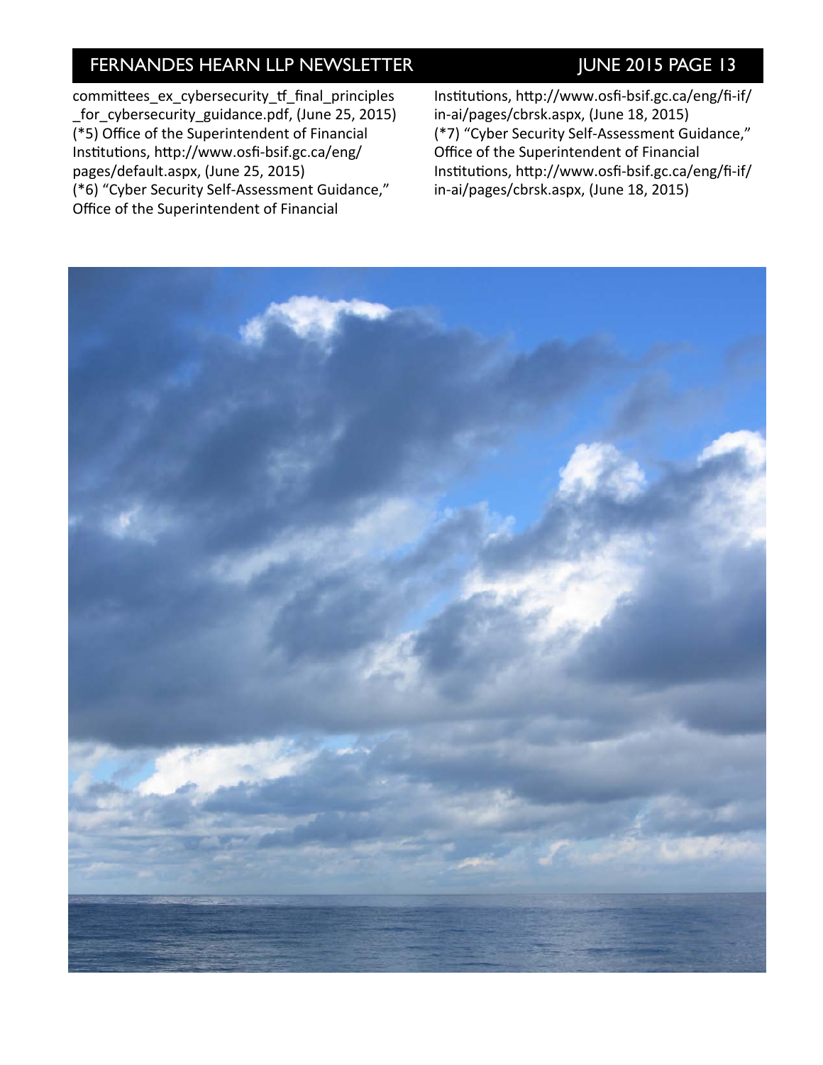committees_ex_cybersecurity_tf_final_principles_for_cybersecurity_guidance.pdf, (June 25, 2015)
(*5) Office of the Superintendent of Financial Institutions, http://www.osfi-bsif.gc.ca/eng/pages/default.aspx, (June 25, 2015)
(*6) "Cyber Security Self-Assessment Guidance," Office of the Superintendent of Financial Institutions, http://www.osfi-bsif.gc.ca/eng/fi-if/in-ai/pages/cbrsk.aspx, (June 18, 2015)
(*7) "Cyber Security Self-Assessment Guidance," Office of the Superintendent of Financial Institutions, http://www.osfi-bsif.gc.ca/eng/fi-if/in-ai/pages/cbrsk.aspx, (June 18, 2015)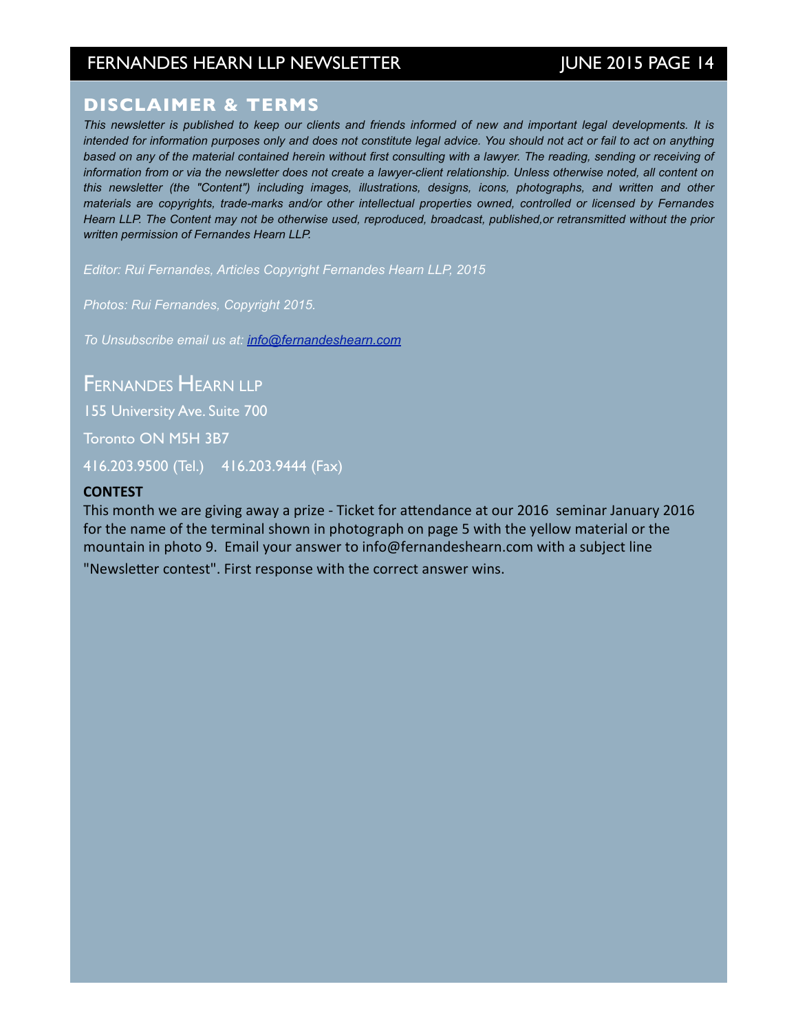## DISCLAIMER & TERMS

*This newsletter is published to keep our clients and friends informed of new and important legal developments. It is intended for information purposes only and does not constitute legal advice. You should not act or fail to act on anything based on any of the material contained herein without first consulting with a lawyer. The reading, sending or receiving of information from or via the newsletter does not create a lawyer-client relationship. Unless otherwise noted, all content on this newsletter (the "Content") including images, illustrations, designs, icons, photographs, and written and other materials are copyrights, trade-marks and/or other intellectual properties owned, controlled or licensed by Fernandes Hearn LLP. The Content may not be otherwise used, reproduced, broadcast, published,or retransmitted without the prior written permission of Fernandes Hearn LLP.*

*Editor: Rui Fernandes, Articles Copyright Fernandes Hearn LLP, 2015*

*Photos: Rui Fernandes, Copyright 2015.*

*To Unsubscribe email us at: info@fernandeshearn.com*

### FERNANDES HEARN LLP

155 University Ave. Suite 700

Toronto ON M5H 3B7

416.203.9500 (Tel.)    416.203.9444 (Fax)

**CONTEST**

This month we are giving away a prize - Ticket for attendance at our 2016 seminar January 2016 for the name of the terminal shown in photograph on page 5 with the yellow material or the mountain in photo 9. Email your answer to info@fernandeshearn.com with a subject line "Newsletter contest". First response with the correct answer wins.